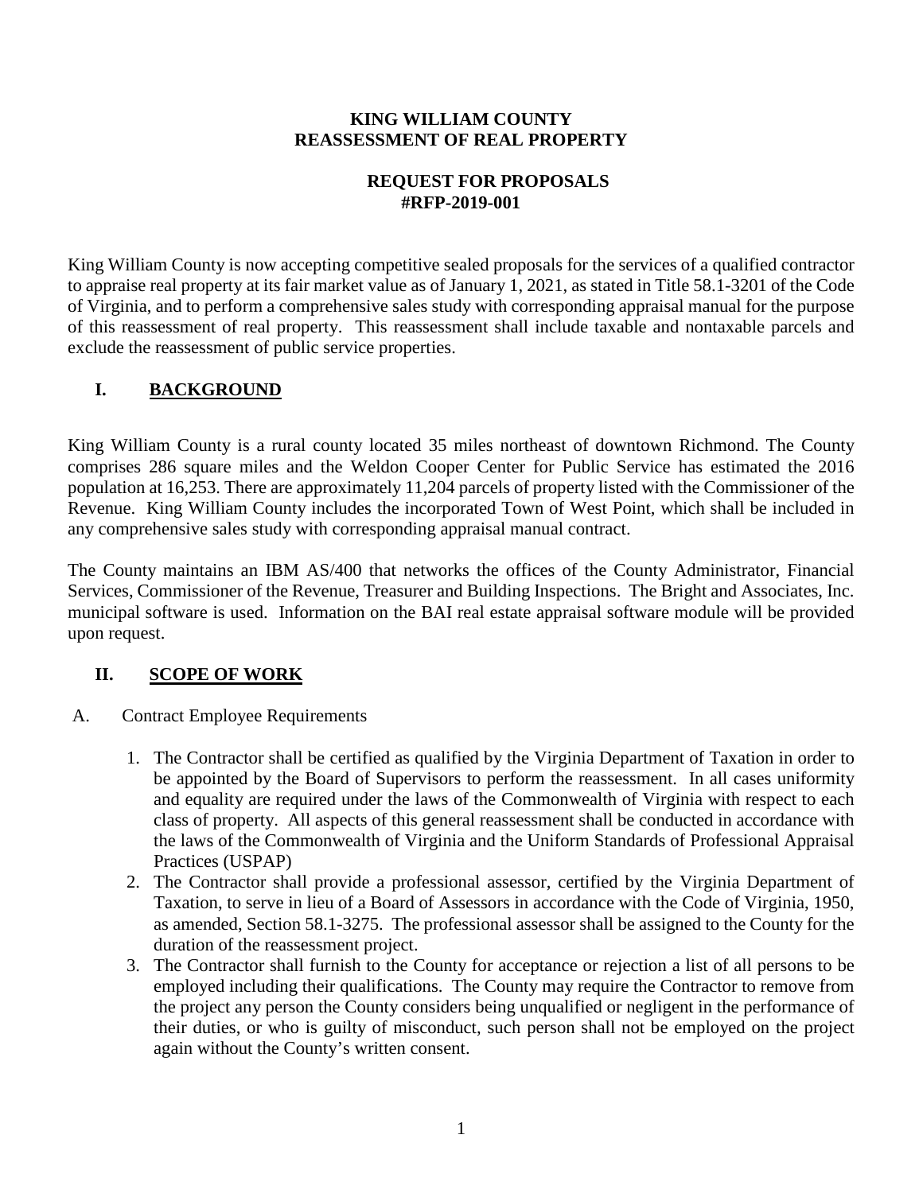**KING WILLIAM COUNTY**
**REASSESSMENT OF REAL PROPERTY**

**REQUEST FOR PROPOSALS**
**#RFP-2019-001**

King William County is now accepting competitive sealed proposals for the services of a qualified contractor to appraise real property at its fair market value as of January 1, 2021, as stated in Title 58.1-3201 of the Code of Virginia, and to perform a comprehensive sales study with corresponding appraisal manual for the purpose of this reassessment of real property. This reassessment shall include taxable and nontaxable parcels and exclude the reassessment of public service properties.

## I. BACKGROUND

King William County is a rural county located 35 miles northeast of downtown Richmond. The County comprises 286 square miles and the Weldon Cooper Center for Public Service has estimated the 2016 population at 16,253. There are approximately 11,204 parcels of property listed with the Commissioner of the Revenue. King William County includes the incorporated Town of West Point, which shall be included in any comprehensive sales study with corresponding appraisal manual contract.

The County maintains an IBM AS/400 that networks the offices of the County Administrator, Financial Services, Commissioner of the Revenue, Treasurer and Building Inspections. The Bright and Associates, Inc. municipal software is used. Information on the BAI real estate appraisal software module will be provided upon request.

## II. SCOPE OF WORK

A. Contract Employee Requirements

1. The Contractor shall be certified as qualified by the Virginia Department of Taxation in order to be appointed by the Board of Supervisors to perform the reassessment. In all cases uniformity and equality are required under the laws of the Commonwealth of Virginia with respect to each class of property. All aspects of this general reassessment shall be conducted in accordance with the laws of the Commonwealth of Virginia and the Uniform Standards of Professional Appraisal Practices (USPAP)
2. The Contractor shall provide a professional assessor, certified by the Virginia Department of Taxation, to serve in lieu of a Board of Assessors in accordance with the Code of Virginia, 1950, as amended, Section 58.1-3275. The professional assessor shall be assigned to the County for the duration of the reassessment project.
3. The Contractor shall furnish to the County for acceptance or rejection a list of all persons to be employed including their qualifications. The County may require the Contractor to remove from the project any person the County considers being unqualified or negligent in the performance of their duties, or who is guilty of misconduct, such person shall not be employed on the project again without the County's written consent.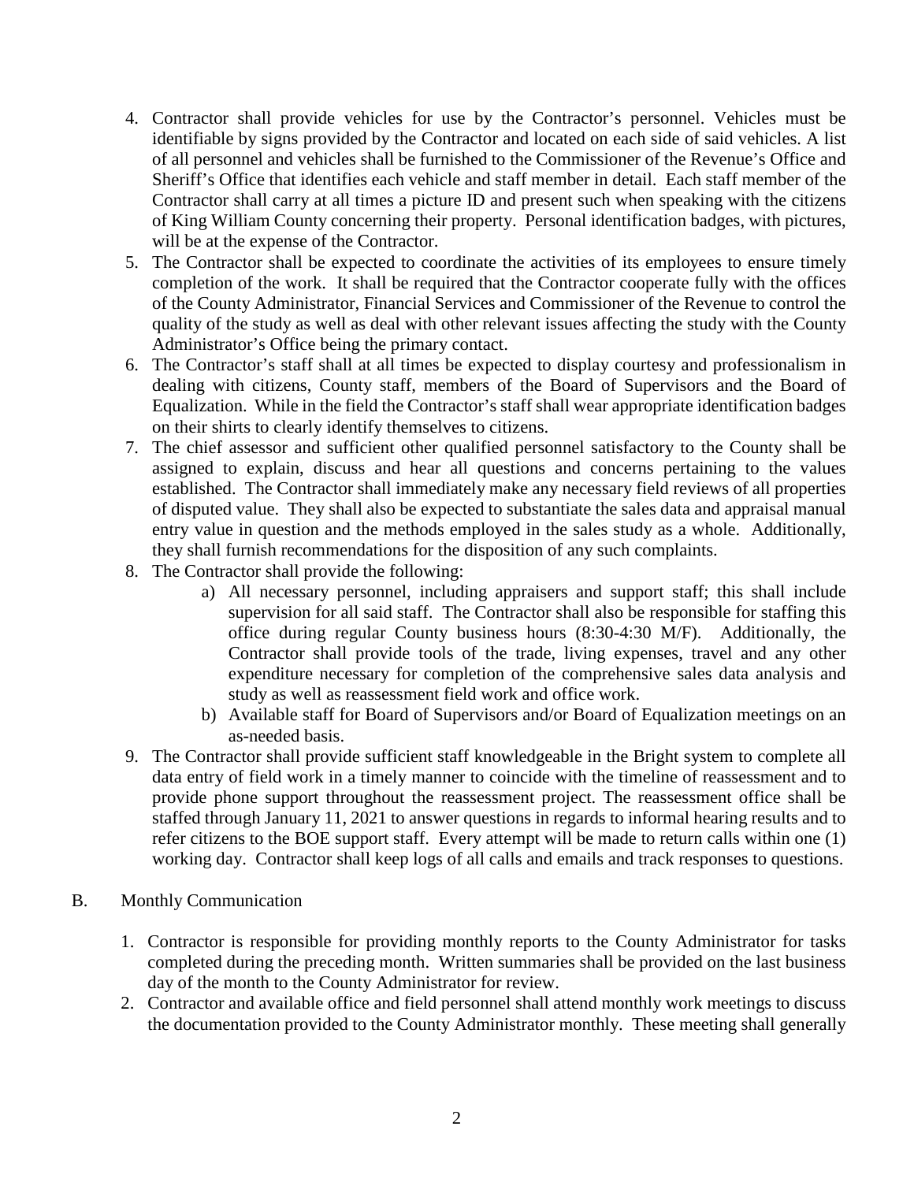4. Contractor shall provide vehicles for use by the Contractor's personnel. Vehicles must be identifiable by signs provided by the Contractor and located on each side of said vehicles. A list of all personnel and vehicles shall be furnished to the Commissioner of the Revenue's Office and Sheriff's Office that identifies each vehicle and staff member in detail. Each staff member of the Contractor shall carry at all times a picture ID and present such when speaking with the citizens of King William County concerning their property. Personal identification badges, with pictures, will be at the expense of the Contractor.
5. The Contractor shall be expected to coordinate the activities of its employees to ensure timely completion of the work. It shall be required that the Contractor cooperate fully with the offices of the County Administrator, Financial Services and Commissioner of the Revenue to control the quality of the study as well as deal with other relevant issues affecting the study with the County Administrator's Office being the primary contact.
6. The Contractor's staff shall at all times be expected to display courtesy and professionalism in dealing with citizens, County staff, members of the Board of Supervisors and the Board of Equalization. While in the field the Contractor's staff shall wear appropriate identification badges on their shirts to clearly identify themselves to citizens.
7. The chief assessor and sufficient other qualified personnel satisfactory to the County shall be assigned to explain, discuss and hear all questions and concerns pertaining to the values established. The Contractor shall immediately make any necessary field reviews of all properties of disputed value. They shall also be expected to substantiate the sales data and appraisal manual entry value in question and the methods employed in the sales study as a whole. Additionally, they shall furnish recommendations for the disposition of any such complaints.
8. The Contractor shall provide the following:
    a) All necessary personnel, including appraisers and support staff; this shall include supervision for all said staff. The Contractor shall also be responsible for staffing this office during regular County business hours (8:30-4:30 M/F). Additionally, the Contractor shall provide tools of the trade, living expenses, travel and any other expenditure necessary for completion of the comprehensive sales data analysis and study as well as reassessment field work and office work.
    b) Available staff for Board of Supervisors and/or Board of Equalization meetings on an as-needed basis.
9. The Contractor shall provide sufficient staff knowledgeable in the Bright system to complete all data entry of field work in a timely manner to coincide with the timeline of reassessment and to provide phone support throughout the reassessment project. The reassessment office shall be staffed through January 11, 2021 to answer questions in regards to informal hearing results and to refer citizens to the BOE support staff. Every attempt will be made to return calls within one (1) working day. Contractor shall keep logs of all calls and emails and track responses to questions.

B. Monthly Communication

1. Contractor is responsible for providing monthly reports to the County Administrator for tasks completed during the preceding month. Written summaries shall be provided on the last business day of the month to the County Administrator for review.
2. Contractor and available office and field personnel shall attend monthly work meetings to discuss the documentation provided to the County Administrator monthly. These meeting shall generally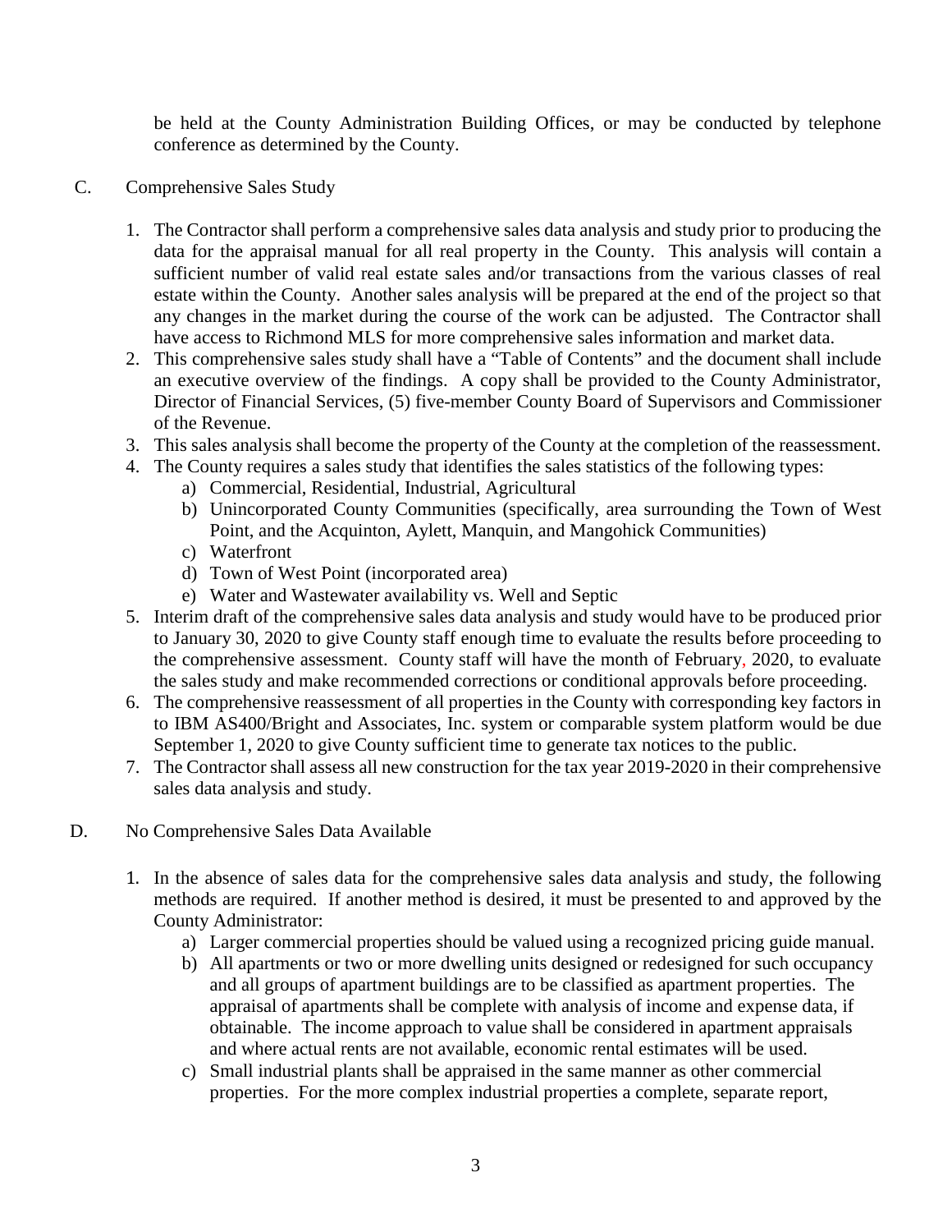be held at the County Administration Building Offices, or may be conducted by telephone conference as determined by the County.

C. Comprehensive Sales Study

1. The Contractor shall perform a comprehensive sales data analysis and study prior to producing the data for the appraisal manual for all real property in the County. This analysis will contain a sufficient number of valid real estate sales and/or transactions from the various classes of real estate within the County. Another sales analysis will be prepared at the end of the project so that any changes in the market during the course of the work can be adjusted. The Contractor shall have access to Richmond MLS for more comprehensive sales information and market data.
2. This comprehensive sales study shall have a "Table of Contents" and the document shall include an executive overview of the findings. A copy shall be provided to the County Administrator, Director of Financial Services, (5) five-member County Board of Supervisors and Commissioner of the Revenue.
3. This sales analysis shall become the property of the County at the completion of the reassessment.
4. The County requires a sales study that identifies the sales statistics of the following types:
   a) Commercial, Residential, Industrial, Agricultural
   b) Unincorporated County Communities (specifically, area surrounding the Town of West Point, and the Acquinton, Aylett, Manquin, and Mangohick Communities)
   c) Waterfront
   d) Town of West Point (incorporated area)
   e) Water and Wastewater availability vs. Well and Septic
5. Interim draft of the comprehensive sales data analysis and study would have to be produced prior to January 30, 2020 to give County staff enough time to evaluate the results before proceeding to the comprehensive assessment. County staff will have the month of February, 2020, to evaluate the sales study and make recommended corrections or conditional approvals before proceeding.
6. The comprehensive reassessment of all properties in the County with corresponding key factors in to IBM AS400/Bright and Associates, Inc. system or comparable system platform would be due September 1, 2020 to give County sufficient time to generate tax notices to the public.
7. The Contractor shall assess all new construction for the tax year 2019-2020 in their comprehensive sales data analysis and study.

D. No Comprehensive Sales Data Available

1. In the absence of sales data for the comprehensive sales data analysis and study, the following methods are required. If another method is desired, it must be presented to and approved by the County Administrator:
   a) Larger commercial properties should be valued using a recognized pricing guide manual.
   b) All apartments or two or more dwelling units designed or redesigned for such occupancy and all groups of apartment buildings are to be classified as apartment properties. The appraisal of apartments shall be complete with analysis of income and expense data, if obtainable. The income approach to value shall be considered in apartment appraisals and where actual rents are not available, economic rental estimates will be used.
   c) Small industrial plants shall be appraised in the same manner as other commercial properties. For the more complex industrial properties a complete, separate report,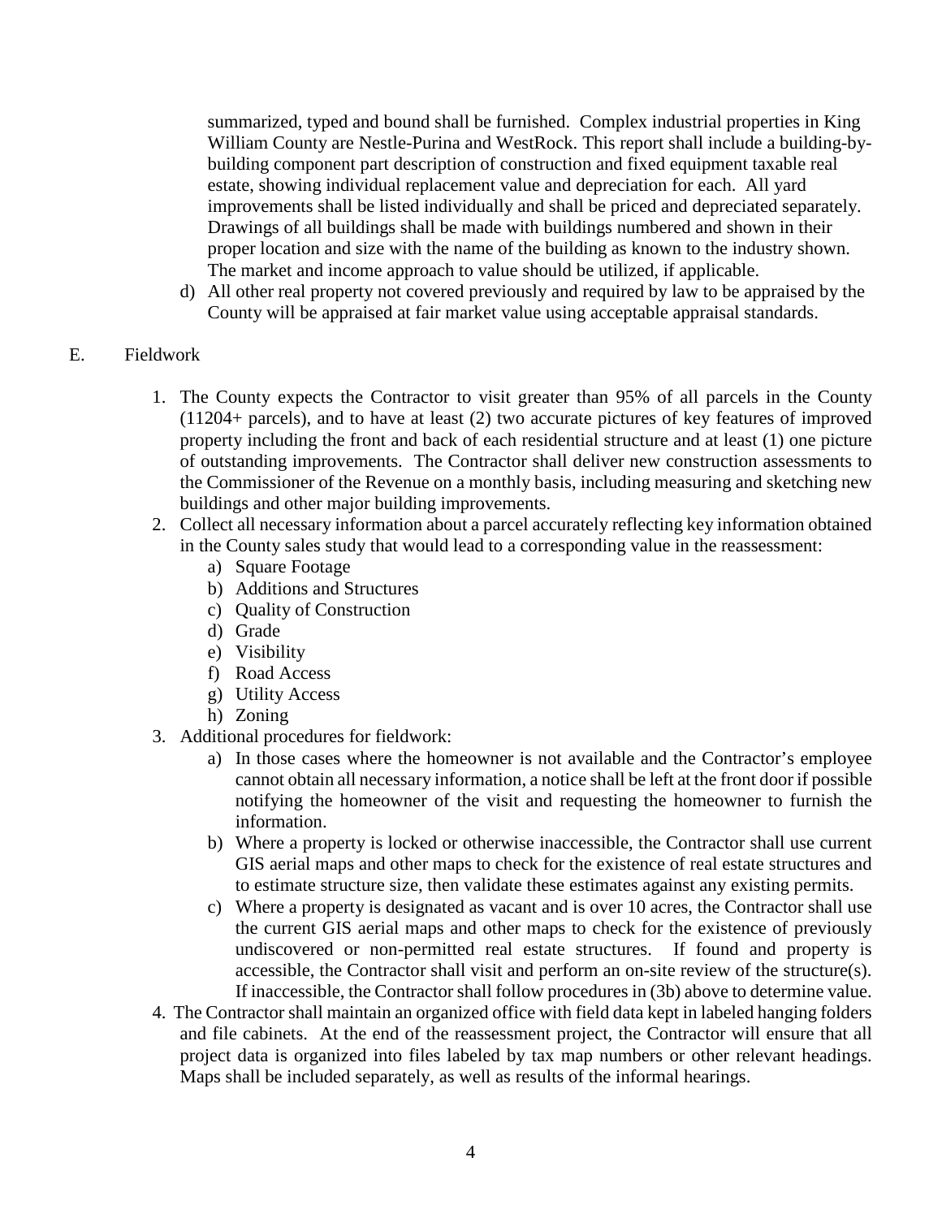summarized, typed and bound shall be furnished. Complex industrial properties in King William County are Nestle-Purina and WestRock. This report shall include a building-by-building component part description of construction and fixed equipment taxable real estate, showing individual replacement value and depreciation for each. All yard improvements shall be listed individually and shall be priced and depreciated separately. Drawings of all buildings shall be made with buildings numbered and shown in their proper location and size with the name of the building as known to the industry shown. The market and income approach to value should be utilized, if applicable.

d) All other real property not covered previously and required by law to be appraised by the County will be appraised at fair market value using acceptable appraisal standards.

E. Fieldwork

1. The County expects the Contractor to visit greater than 95% of all parcels in the County (11204+ parcels), and to have at least (2) two accurate pictures of key features of improved property including the front and back of each residential structure and at least (1) one picture of outstanding improvements. The Contractor shall deliver new construction assessments to the Commissioner of the Revenue on a monthly basis, including measuring and sketching new buildings and other major building improvements.
2. Collect all necessary information about a parcel accurately reflecting key information obtained in the County sales study that would lead to a corresponding value in the reassessment:
   a) Square Footage
   b) Additions and Structures
   c) Quality of Construction
   d) Grade
   e) Visibility
   f) Road Access
   g) Utility Access
   h) Zoning
3. Additional procedures for fieldwork:
   a) In those cases where the homeowner is not available and the Contractor's employee cannot obtain all necessary information, a notice shall be left at the front door if possible notifying the homeowner of the visit and requesting the homeowner to furnish the information.
   b) Where a property is locked or otherwise inaccessible, the Contractor shall use current GIS aerial maps and other maps to check for the existence of real estate structures and to estimate structure size, then validate these estimates against any existing permits.
   c) Where a property is designated as vacant and is over 10 acres, the Contractor shall use the current GIS aerial maps and other maps to check for the existence of previously undiscovered or non-permitted real estate structures. If found and property is accessible, the Contractor shall visit and perform an on-site review of the structure(s). If inaccessible, the Contractor shall follow procedures in (3b) above to determine value.
4. The Contractor shall maintain an organized office with field data kept in labeled hanging folders and file cabinets. At the end of the reassessment project, the Contractor will ensure that all project data is organized into files labeled by tax map numbers or other relevant headings. Maps shall be included separately, as well as results of the informal hearings.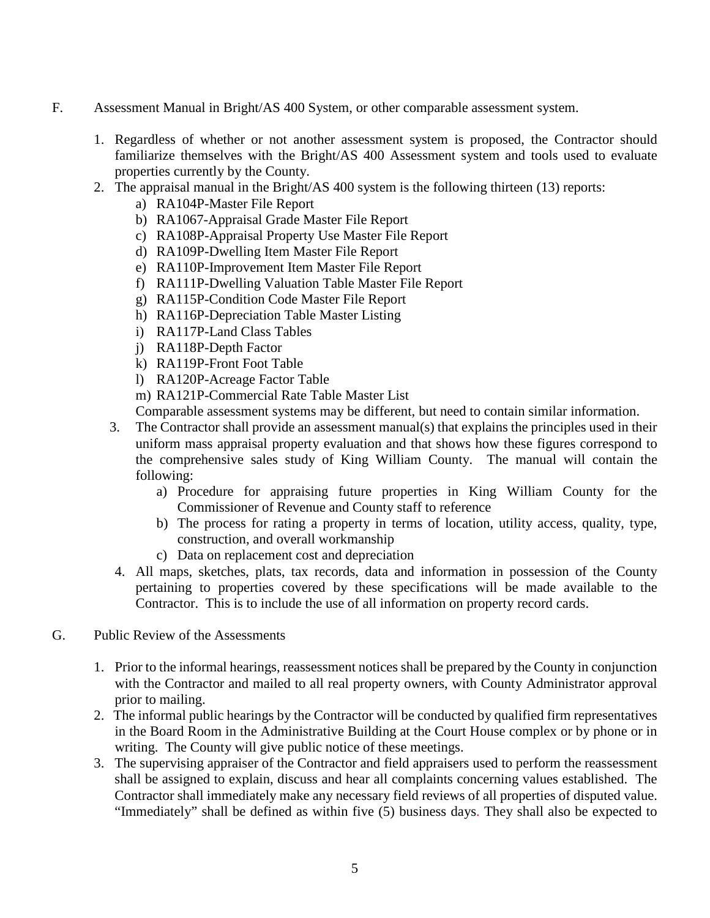F. Assessment Manual in Bright/AS 400 System, or other comparable assessment system.

1. Regardless of whether or not another assessment system is proposed, the Contractor should familiarize themselves with the Bright/AS 400 Assessment system and tools used to evaluate properties currently by the County.
2. The appraisal manual in the Bright/AS 400 system is the following thirteen (13) reports:
   a) RA104P-Master File Report
   b) RA1067-Appraisal Grade Master File Report
   c) RA108P-Appraisal Property Use Master File Report
   d) RA109P-Dwelling Item Master File Report
   e) RA110P-Improvement Item Master File Report
   f) RA111P-Dwelling Valuation Table Master File Report
   g) RA115P-Condition Code Master File Report
   h) RA116P-Depreciation Table Master Listing
   i) RA117P-Land Class Tables
   j) RA118P-Depth Factor
   k) RA119P-Front Foot Table
   l) RA120P-Acreage Factor Table
   m) RA121P-Commercial Rate Table Master List

   Comparable assessment systems may be different, but need to contain similar information.
3. The Contractor shall provide an assessment manual(s) that explains the principles used in their uniform mass appraisal property evaluation and that shows how these figures correspond to the comprehensive sales study of King William County. The manual will contain the following:
   a) Procedure for appraising future properties in King William County for the Commissioner of Revenue and County staff to reference
   b) The process for rating a property in terms of location, utility access, quality, type, construction, and overall workmanship
   c) Data on replacement cost and depreciation
4. All maps, sketches, plats, tax records, data and information in possession of the County pertaining to properties covered by these specifications will be made available to the Contractor. This is to include the use of all information on property record cards.

G. Public Review of the Assessments

1. Prior to the informal hearings, reassessment notices shall be prepared by the County in conjunction with the Contractor and mailed to all real property owners, with County Administrator approval prior to mailing.
2. The informal public hearings by the Contractor will be conducted by qualified firm representatives in the Board Room in the Administrative Building at the Court House complex or by phone or in writing. The County will give public notice of these meetings.
3. The supervising appraiser of the Contractor and field appraisers used to perform the reassessment shall be assigned to explain, discuss and hear all complaints concerning values established. The Contractor shall immediately make any necessary field reviews of all properties of disputed value. "Immediately" shall be defined as within five (5) business days. They shall also be expected to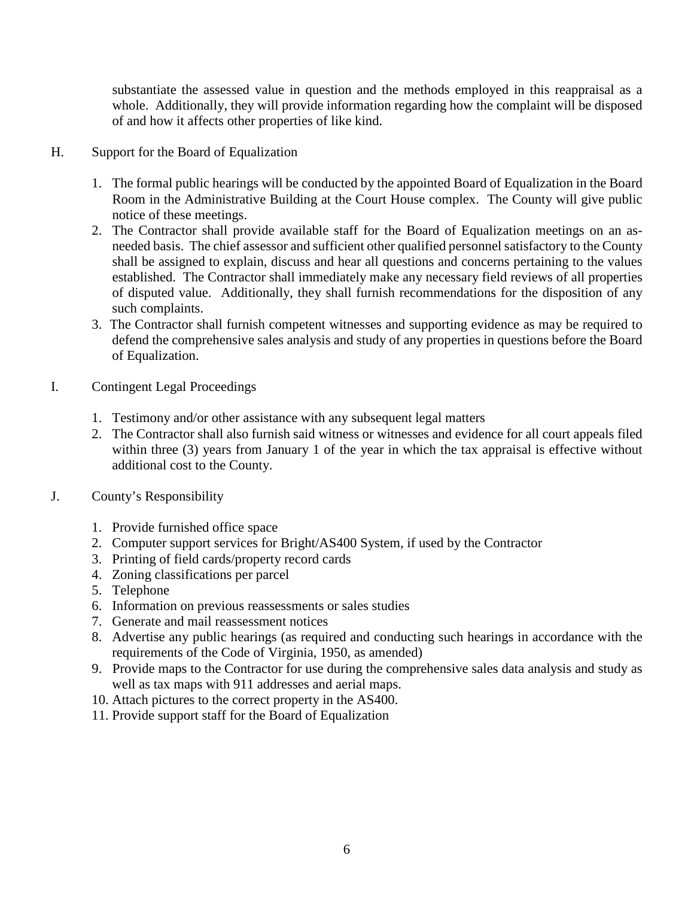substantiate the assessed value in question and the methods employed in this reappraisal as a whole. Additionally, they will provide information regarding how the complaint will be disposed of and how it affects other properties of like kind.

H. Support for the Board of Equalization

1. The formal public hearings will be conducted by the appointed Board of Equalization in the Board Room in the Administrative Building at the Court House complex. The County will give public notice of these meetings.
2. The Contractor shall provide available staff for the Board of Equalization meetings on an as-needed basis. The chief assessor and sufficient other qualified personnel satisfactory to the County shall be assigned to explain, discuss and hear all questions and concerns pertaining to the values established. The Contractor shall immediately make any necessary field reviews of all properties of disputed value. Additionally, they shall furnish recommendations for the disposition of any such complaints.
3. The Contractor shall furnish competent witnesses and supporting evidence as may be required to defend the comprehensive sales analysis and study of any properties in questions before the Board of Equalization.

I. Contingent Legal Proceedings

1. Testimony and/or other assistance with any subsequent legal matters
2. The Contractor shall also furnish said witness or witnesses and evidence for all court appeals filed within three (3) years from January 1 of the year in which the tax appraisal is effective without additional cost to the County.

J. County's Responsibility

1. Provide furnished office space
2. Computer support services for Bright/AS400 System, if used by the Contractor
3. Printing of field cards/property record cards
4. Zoning classifications per parcel
5. Telephone
6. Information on previous reassessments or sales studies
7. Generate and mail reassessment notices
8. Advertise any public hearings (as required and conducting such hearings in accordance with the requirements of the Code of Virginia, 1950, as amended)
9. Provide maps to the Contractor for use during the comprehensive sales data analysis and study as well as tax maps with 911 addresses and aerial maps.
10. Attach pictures to the correct property in the AS400.
11. Provide support staff for the Board of Equalization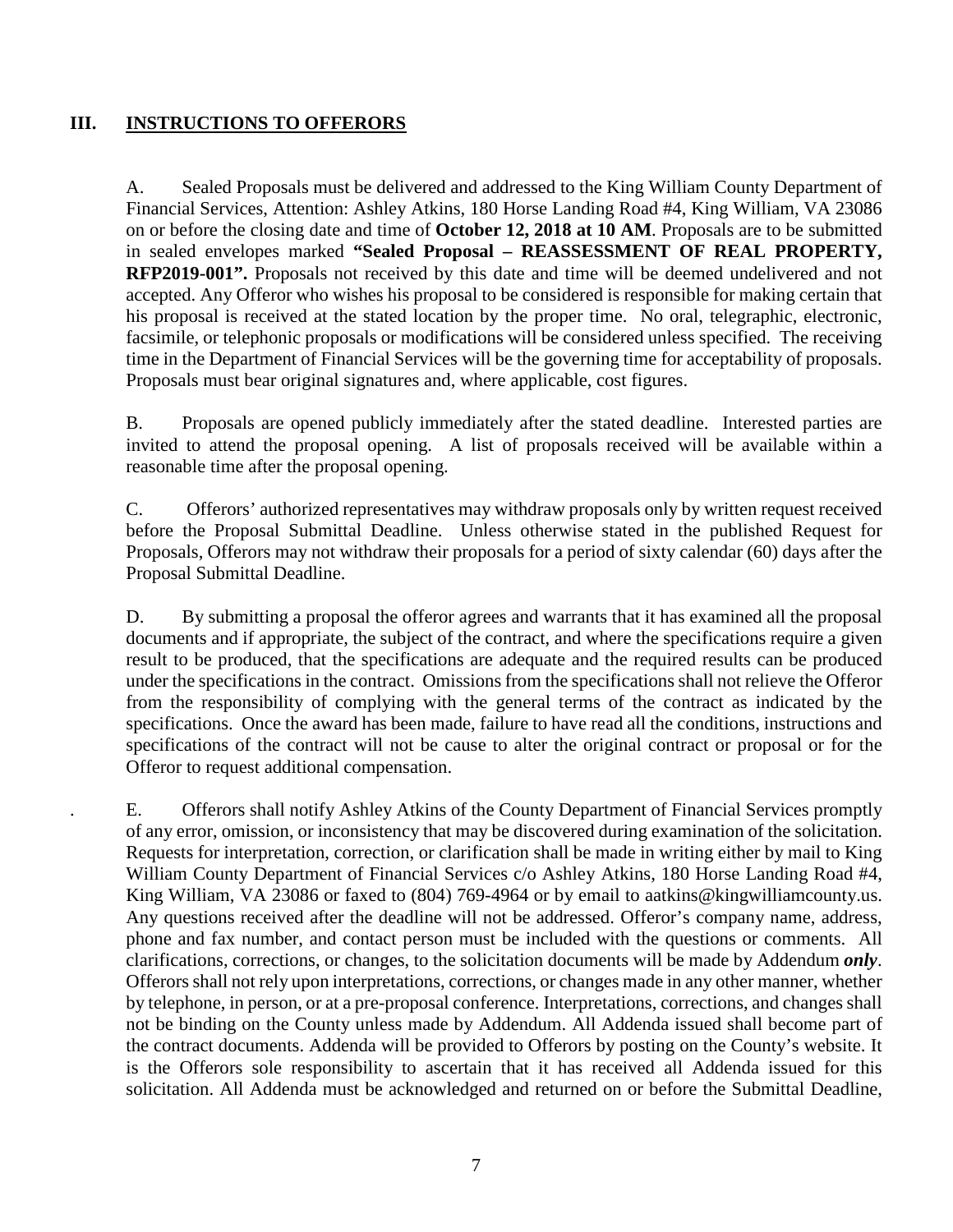## III. INSTRUCTIONS TO OFFERORS

A. Sealed Proposals must be delivered and addressed to the King William County Department of Financial Services, Attention: Ashley Atkins, 180 Horse Landing Road #4, King William, VA 23086 on or before the closing date and time of **October 12, 2018 at 10 AM**. Proposals are to be submitted in sealed envelopes marked **"Sealed Proposal – REASSESSMENT OF REAL PROPERTY, RFP2019-001".** Proposals not received by this date and time will be deemed undelivered and not accepted. Any Offeror who wishes his proposal to be considered is responsible for making certain that his proposal is received at the stated location by the proper time. No oral, telegraphic, electronic, facsimile, or telephonic proposals or modifications will be considered unless specified. The receiving time in the Department of Financial Services will be the governing time for acceptability of proposals. Proposals must bear original signatures and, where applicable, cost figures.

B. Proposals are opened publicly immediately after the stated deadline. Interested parties are invited to attend the proposal opening. A list of proposals received will be available within a reasonable time after the proposal opening.

C. Offerors' authorized representatives may withdraw proposals only by written request received before the Proposal Submittal Deadline. Unless otherwise stated in the published Request for Proposals, Offerors may not withdraw their proposals for a period of sixty calendar (60) days after the Proposal Submittal Deadline.

D. By submitting a proposal the offeror agrees and warrants that it has examined all the proposal documents and if appropriate, the subject of the contract, and where the specifications require a given result to be produced, that the specifications are adequate and the required results can be produced under the specifications in the contract. Omissions from the specifications shall not relieve the Offeror from the responsibility of complying with the general terms of the contract as indicated by the specifications. Once the award has been made, failure to have read all the conditions, instructions and specifications of the contract will not be cause to alter the original contract or proposal or for the Offeror to request additional compensation.

E. Offerors shall notify Ashley Atkins of the County Department of Financial Services promptly of any error, omission, or inconsistency that may be discovered during examination of the solicitation. Requests for interpretation, correction, or clarification shall be made in writing either by mail to King William County Department of Financial Services c/o Ashley Atkins, 180 Horse Landing Road #4, King William, VA 23086 or faxed to (804) 769-4964 or by email to aatkins@kingwilliamcounty.us. Any questions received after the deadline will not be addressed. Offeror's company name, address, phone and fax number, and contact person must be included with the questions or comments. All clarifications, corrections, or changes, to the solicitation documents will be made by Addendum ***only***. Offerors shall not rely upon interpretations, corrections, or changes made in any other manner, whether by telephone, in person, or at a pre-proposal conference. Interpretations, corrections, and changes shall not be binding on the County unless made by Addendum. All Addenda issued shall become part of the contract documents. Addenda will be provided to Offerors by posting on the County's website. It is the Offerors sole responsibility to ascertain that it has received all Addenda issued for this solicitation. All Addenda must be acknowledged and returned on or before the Submittal Deadline,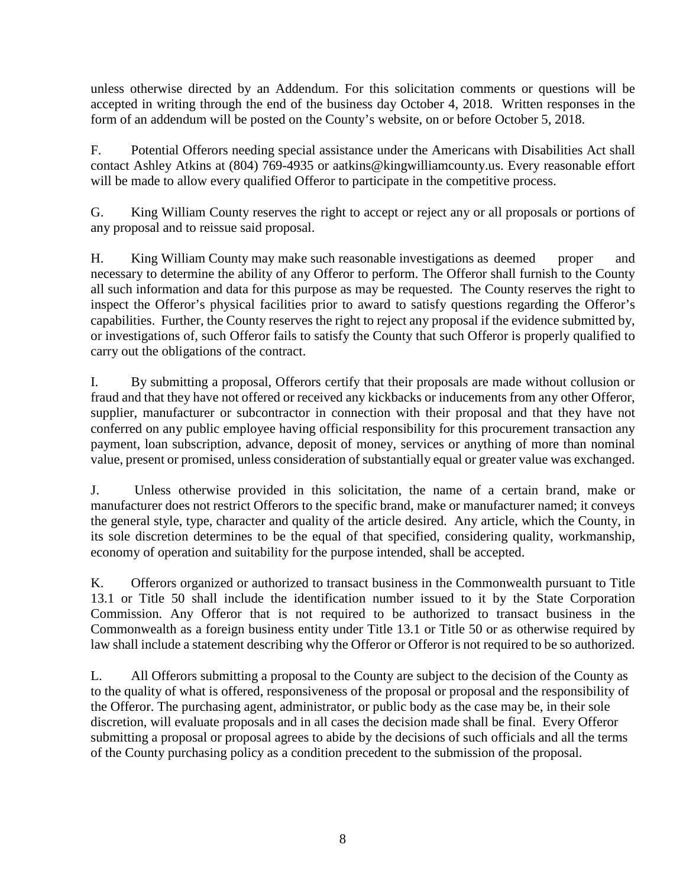unless otherwise directed by an Addendum. For this solicitation comments or questions will be accepted in writing through the end of the business day October 4, 2018. Written responses in the form of an addendum will be posted on the County's website, on or before October 5, 2018.

F. Potential Offerors needing special assistance under the Americans with Disabilities Act shall contact Ashley Atkins at (804) 769-4935 or aatkins@kingwilliamcounty.us. Every reasonable effort will be made to allow every qualified Offeror to participate in the competitive process.

G. King William County reserves the right to accept or reject any or all proposals or portions of any proposal and to reissue said proposal.

H. King William County may make such reasonable investigations as deemed proper and necessary to determine the ability of any Offeror to perform. The Offeror shall furnish to the County all such information and data for this purpose as may be requested. The County reserves the right to inspect the Offeror's physical facilities prior to award to satisfy questions regarding the Offeror's capabilities. Further, the County reserves the right to reject any proposal if the evidence submitted by, or investigations of, such Offeror fails to satisfy the County that such Offeror is properly qualified to carry out the obligations of the contract.

I. By submitting a proposal, Offerors certify that their proposals are made without collusion or fraud and that they have not offered or received any kickbacks or inducements from any other Offeror, supplier, manufacturer or subcontractor in connection with their proposal and that they have not conferred on any public employee having official responsibility for this procurement transaction any payment, loan subscription, advance, deposit of money, services or anything of more than nominal value, present or promised, unless consideration of substantially equal or greater value was exchanged.

J. Unless otherwise provided in this solicitation, the name of a certain brand, make or manufacturer does not restrict Offerors to the specific brand, make or manufacturer named; it conveys the general style, type, character and quality of the article desired. Any article, which the County, in its sole discretion determines to be the equal of that specified, considering quality, workmanship, economy of operation and suitability for the purpose intended, shall be accepted.

K. Offerors organized or authorized to transact business in the Commonwealth pursuant to Title 13.1 or Title 50 shall include the identification number issued to it by the State Corporation Commission. Any Offeror that is not required to be authorized to transact business in the Commonwealth as a foreign business entity under Title 13.1 or Title 50 or as otherwise required by law shall include a statement describing why the Offeror or Offeror is not required to be so authorized.

L. All Offerors submitting a proposal to the County are subject to the decision of the County as to the quality of what is offered, responsiveness of the proposal or proposal and the responsibility of the Offeror. The purchasing agent, administrator, or public body as the case may be, in their sole discretion, will evaluate proposals and in all cases the decision made shall be final. Every Offeror submitting a proposal or proposal agrees to abide by the decisions of such officials and all the terms of the County purchasing policy as a condition precedent to the submission of the proposal.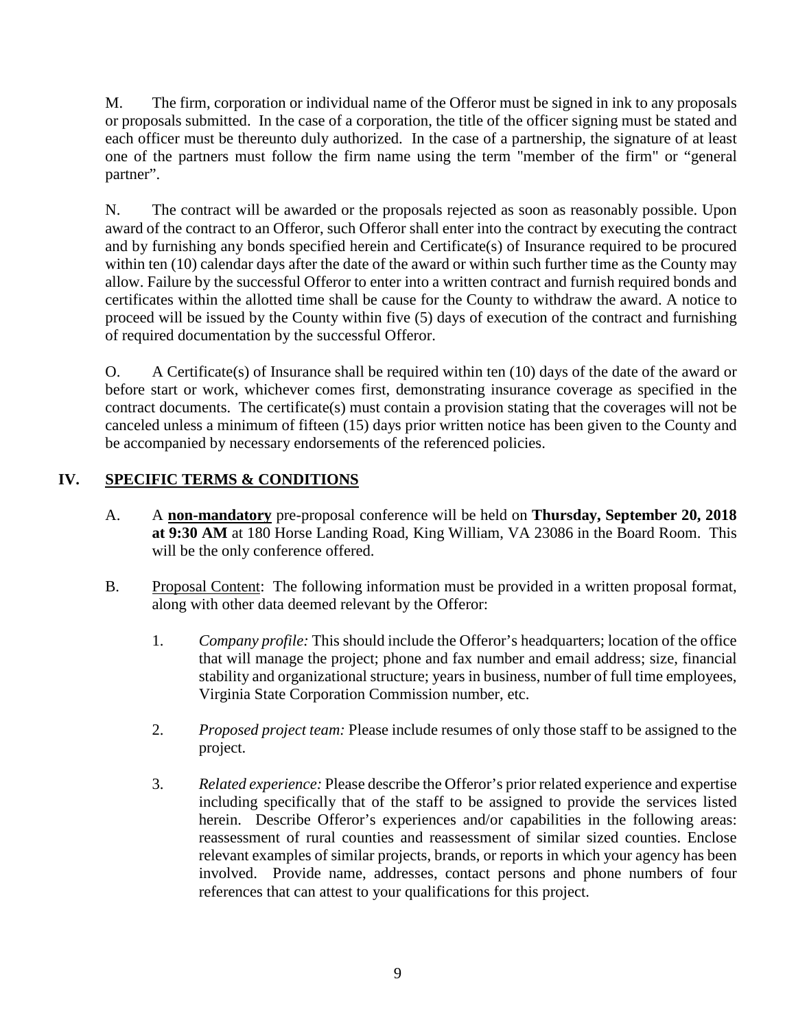M. The firm, corporation or individual name of the Offeror must be signed in ink to any proposals or proposals submitted. In the case of a corporation, the title of the officer signing must be stated and each officer must be thereunto duly authorized. In the case of a partnership, the signature of at least one of the partners must follow the firm name using the term "member of the firm" or "general partner".

N. The contract will be awarded or the proposals rejected as soon as reasonably possible. Upon award of the contract to an Offeror, such Offeror shall enter into the contract by executing the contract and by furnishing any bonds specified herein and Certificate(s) of Insurance required to be procured within ten (10) calendar days after the date of the award or within such further time as the County may allow. Failure by the successful Offeror to enter into a written contract and furnish required bonds and certificates within the allotted time shall be cause for the County to withdraw the award. A notice to proceed will be issued by the County within five (5) days of execution of the contract and furnishing of required documentation by the successful Offeror.

O. A Certificate(s) of Insurance shall be required within ten (10) days of the date of the award or before start or work, whichever comes first, demonstrating insurance coverage as specified in the contract documents. The certificate(s) must contain a provision stating that the coverages will not be canceled unless a minimum of fifteen (15) days prior written notice has been given to the County and be accompanied by necessary endorsements of the referenced policies.

## IV. SPECIFIC TERMS & CONDITIONS

A. A **non-mandatory** pre-proposal conference will be held on **Thursday, September 20, 2018 at 9:30 AM** at 180 Horse Landing Road, King William, VA 23086 in the Board Room. This will be the only conference offered.

B. Proposal Content: The following information must be provided in a written proposal format, along with other data deemed relevant by the Offeror:

1. *Company profile:* This should include the Offeror's headquarters; location of the office that will manage the project; phone and fax number and email address; size, financial stability and organizational structure; years in business, number of full time employees, Virginia State Corporation Commission number, etc.

2. *Proposed project team:* Please include resumes of only those staff to be assigned to the project.

3. *Related experience:* Please describe the Offeror's prior related experience and expertise including specifically that of the staff to be assigned to provide the services listed herein. Describe Offeror's experiences and/or capabilities in the following areas: reassessment of rural counties and reassessment of similar sized counties. Enclose relevant examples of similar projects, brands, or reports in which your agency has been involved. Provide name, addresses, contact persons and phone numbers of four references that can attest to your qualifications for this project.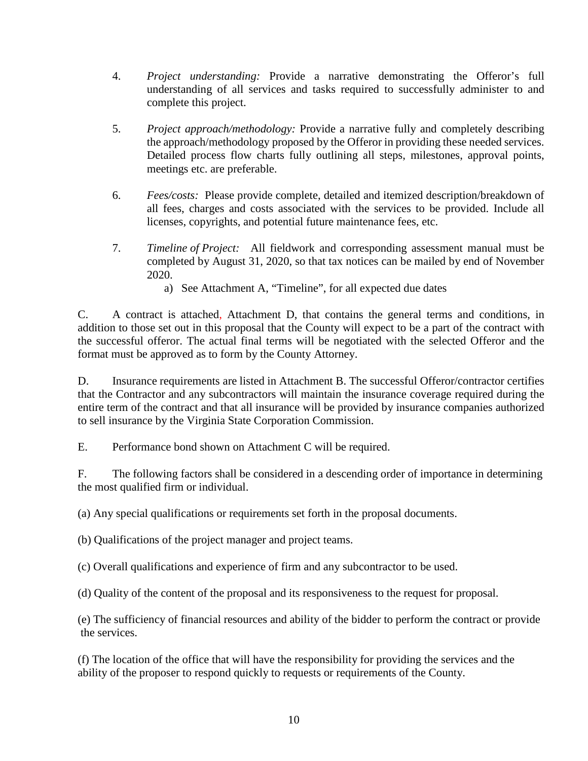4. *Project understanding:* Provide a narrative demonstrating the Offeror's full understanding of all services and tasks required to successfully administer to and complete this project.

5. *Project approach/methodology:* Provide a narrative fully and completely describing the approach/methodology proposed by the Offeror in providing these needed services. Detailed process flow charts fully outlining all steps, milestones, approval points, meetings etc. are preferable.

6. *Fees/costs:* Please provide complete, detailed and itemized description/breakdown of all fees, charges and costs associated with the services to be provided. Include all licenses, copyrights, and potential future maintenance fees, etc.

7. *Timeline of Project:* All fieldwork and corresponding assessment manual must be completed by August 31, 2020, so that tax notices can be mailed by end of November 2020.
   a) See Attachment A, "Timeline", for all expected due dates

C. A contract is attached, Attachment D, that contains the general terms and conditions, in addition to those set out in this proposal that the County will expect to be a part of the contract with the successful offeror. The actual final terms will be negotiated with the selected Offeror and the format must be approved as to form by the County Attorney.

D. Insurance requirements are listed in Attachment B. The successful Offeror/contractor certifies that the Contractor and any subcontractors will maintain the insurance coverage required during the entire term of the contract and that all insurance will be provided by insurance companies authorized to sell insurance by the Virginia State Corporation Commission.

E. Performance bond shown on Attachment C will be required.

F. The following factors shall be considered in a descending order of importance in determining the most qualified firm or individual.

(a) Any special qualifications or requirements set forth in the proposal documents.

(b) Qualifications of the project manager and project teams.

(c) Overall qualifications and experience of firm and any subcontractor to be used.

(d) Quality of the content of the proposal and its responsiveness to the request for proposal.

(e) The sufficiency of financial resources and ability of the bidder to perform the contract or provide the services.

(f) The location of the office that will have the responsibility for providing the services and the ability of the proposer to respond quickly to requests or requirements of the County.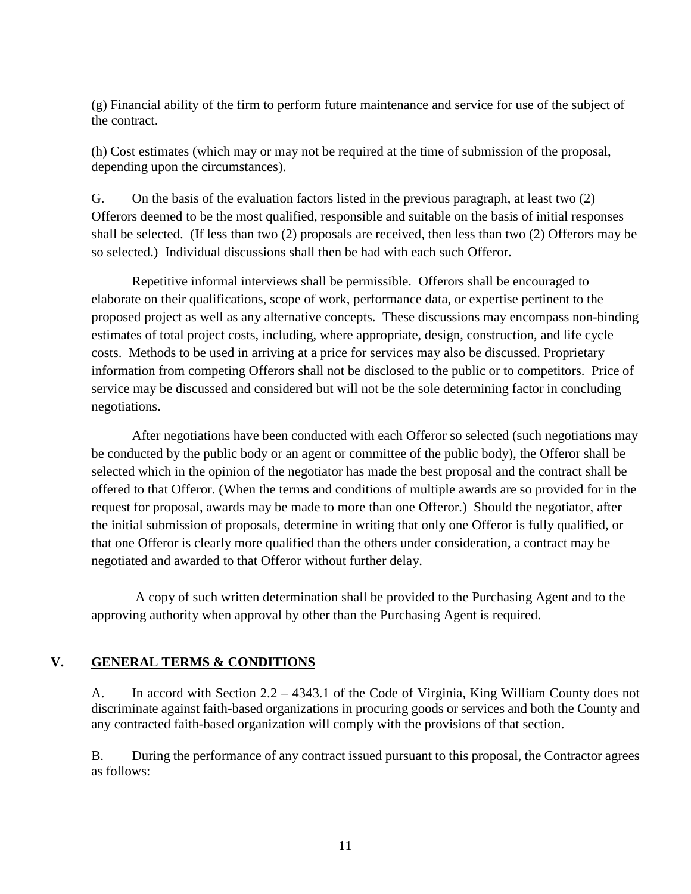(g) Financial ability of the firm to perform future maintenance and service for use of the subject of the contract.

(h) Cost estimates (which may or may not be required at the time of submission of the proposal, depending upon the circumstances).

G. On the basis of the evaluation factors listed in the previous paragraph, at least two (2) Offerors deemed to be the most qualified, responsible and suitable on the basis of initial responses shall be selected. (If less than two (2) proposals are received, then less than two (2) Offerors may be so selected.) Individual discussions shall then be had with each such Offeror.

Repetitive informal interviews shall be permissible. Offerors shall be encouraged to elaborate on their qualifications, scope of work, performance data, or expertise pertinent to the proposed project as well as any alternative concepts. These discussions may encompass non-binding estimates of total project costs, including, where appropriate, design, construction, and life cycle costs. Methods to be used in arriving at a price for services may also be discussed. Proprietary information from competing Offerors shall not be disclosed to the public or to competitors. Price of service may be discussed and considered but will not be the sole determining factor in concluding negotiations.

After negotiations have been conducted with each Offeror so selected (such negotiations may be conducted by the public body or an agent or committee of the public body), the Offeror shall be selected which in the opinion of the negotiator has made the best proposal and the contract shall be offered to that Offeror. (When the terms and conditions of multiple awards are so provided for in the request for proposal, awards may be made to more than one Offeror.) Should the negotiator, after the initial submission of proposals, determine in writing that only one Offeror is fully qualified, or that one Offeror is clearly more qualified than the others under consideration, a contract may be negotiated and awarded to that Offeror without further delay.

A copy of such written determination shall be provided to the Purchasing Agent and to the approving authority when approval by other than the Purchasing Agent is required.

## V. GENERAL TERMS & CONDITIONS

A. In accord with Section 2.2 – 4343.1 of the Code of Virginia, King William County does not discriminate against faith-based organizations in procuring goods or services and both the County and any contracted faith-based organization will comply with the provisions of that section.

B. During the performance of any contract issued pursuant to this proposal, the Contractor agrees as follows: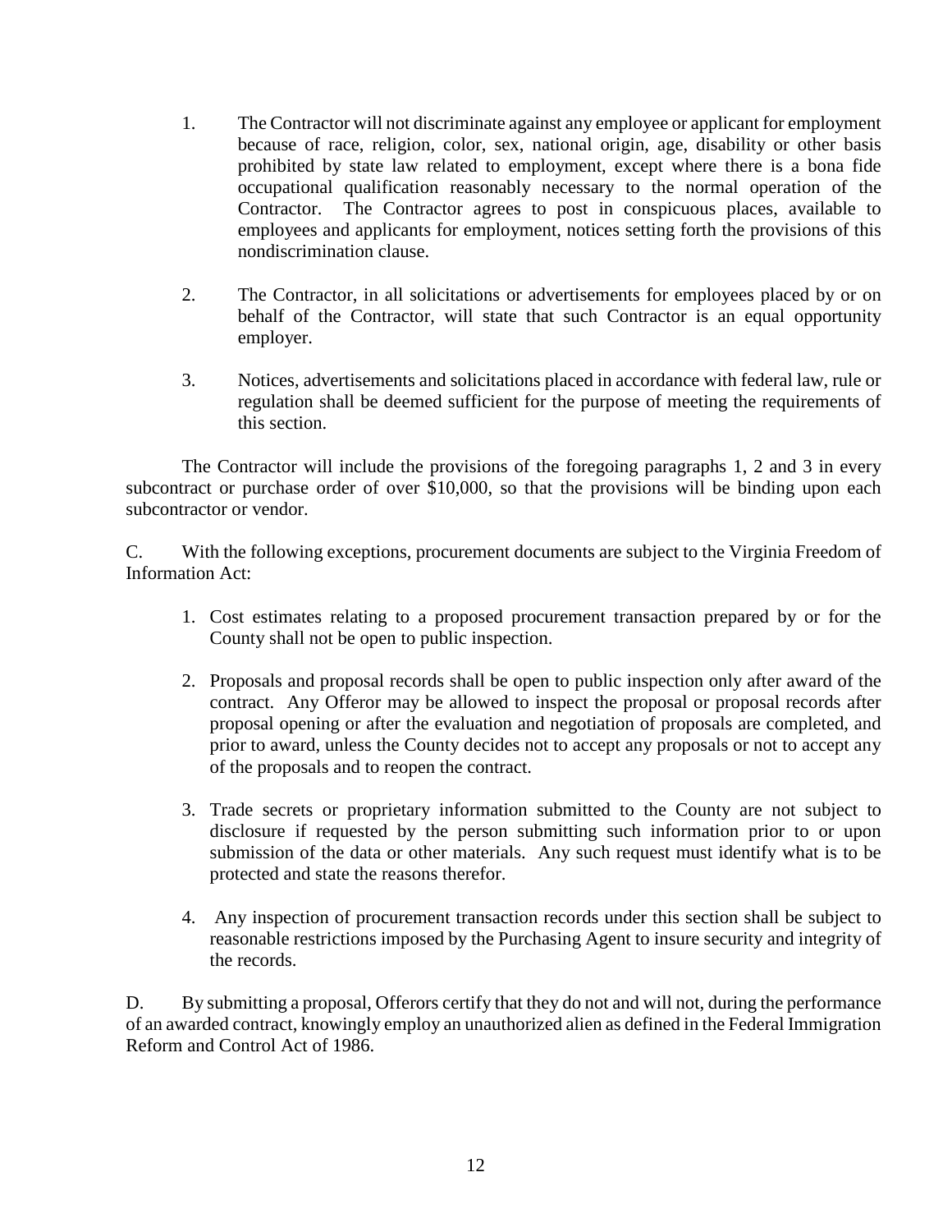1. The Contractor will not discriminate against any employee or applicant for employment because of race, religion, color, sex, national origin, age, disability or other basis prohibited by state law related to employment, except where there is a bona fide occupational qualification reasonably necessary to the normal operation of the Contractor. The Contractor agrees to post in conspicuous places, available to employees and applicants for employment, notices setting forth the provisions of this nondiscrimination clause.

2. The Contractor, in all solicitations or advertisements for employees placed by or on behalf of the Contractor, will state that such Contractor is an equal opportunity employer.

3. Notices, advertisements and solicitations placed in accordance with federal law, rule or regulation shall be deemed sufficient for the purpose of meeting the requirements of this section.

The Contractor will include the provisions of the foregoing paragraphs 1, 2 and 3 in every subcontract or purchase order of over $10,000, so that the provisions will be binding upon each subcontractor or vendor.

C. With the following exceptions, procurement documents are subject to the Virginia Freedom of Information Act:

1. Cost estimates relating to a proposed procurement transaction prepared by or for the County shall not be open to public inspection.

2. Proposals and proposal records shall be open to public inspection only after award of the contract. Any Offeror may be allowed to inspect the proposal or proposal records after proposal opening or after the evaluation and negotiation of proposals are completed, and prior to award, unless the County decides not to accept any proposals or not to accept any of the proposals and to reopen the contract.

3. Trade secrets or proprietary information submitted to the County are not subject to disclosure if requested by the person submitting such information prior to or upon submission of the data or other materials. Any such request must identify what is to be protected and state the reasons therefor.

4. Any inspection of procurement transaction records under this section shall be subject to reasonable restrictions imposed by the Purchasing Agent to insure security and integrity of the records.

D. By submitting a proposal, Offerors certify that they do not and will not, during the performance of an awarded contract, knowingly employ an unauthorized alien as defined in the Federal Immigration Reform and Control Act of 1986.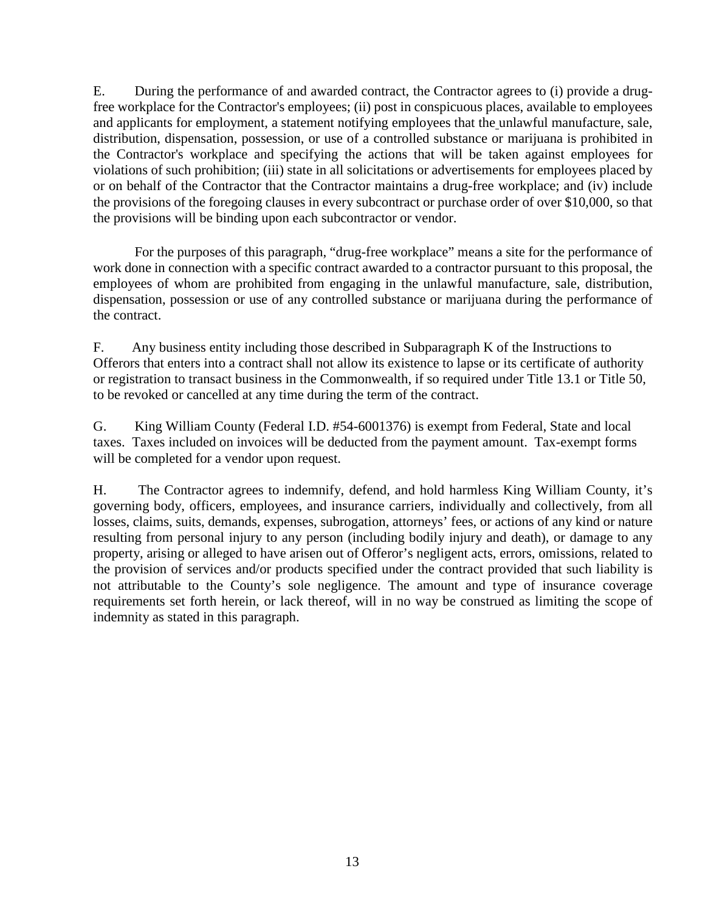E. During the performance of and awarded contract, the Contractor agrees to (i) provide a drug-free workplace for the Contractor's employees; (ii) post in conspicuous places, available to employees and applicants for employment, a statement notifying employees that the unlawful manufacture, sale, distribution, dispensation, possession, or use of a controlled substance or marijuana is prohibited in the Contractor's workplace and specifying the actions that will be taken against employees for violations of such prohibition; (iii) state in all solicitations or advertisements for employees placed by or on behalf of the Contractor that the Contractor maintains a drug-free workplace; and (iv) include the provisions of the foregoing clauses in every subcontract or purchase order of over $10,000, so that the provisions will be binding upon each subcontractor or vendor.

For the purposes of this paragraph, "drug-free workplace" means a site for the performance of work done in connection with a specific contract awarded to a contractor pursuant to this proposal, the employees of whom are prohibited from engaging in the unlawful manufacture, sale, distribution, dispensation, possession or use of any controlled substance or marijuana during the performance of the contract.

F. Any business entity including those described in Subparagraph K of the Instructions to Offerors that enters into a contract shall not allow its existence to lapse or its certificate of authority or registration to transact business in the Commonwealth, if so required under Title 13.1 or Title 50, to be revoked or cancelled at any time during the term of the contract.

G. King William County (Federal I.D. #54-6001376) is exempt from Federal, State and local taxes. Taxes included on invoices will be deducted from the payment amount. Tax-exempt forms will be completed for a vendor upon request.

H. The Contractor agrees to indemnify, defend, and hold harmless King William County, it's governing body, officers, employees, and insurance carriers, individually and collectively, from all losses, claims, suits, demands, expenses, subrogation, attorneys' fees, or actions of any kind or nature resulting from personal injury to any person (including bodily injury and death), or damage to any property, arising or alleged to have arisen out of Offeror's negligent acts, errors, omissions, related to the provision of services and/or products specified under the contract provided that such liability is not attributable to the County's sole negligence. The amount and type of insurance coverage requirements set forth herein, or lack thereof, will in no way be construed as limiting the scope of indemnity as stated in this paragraph.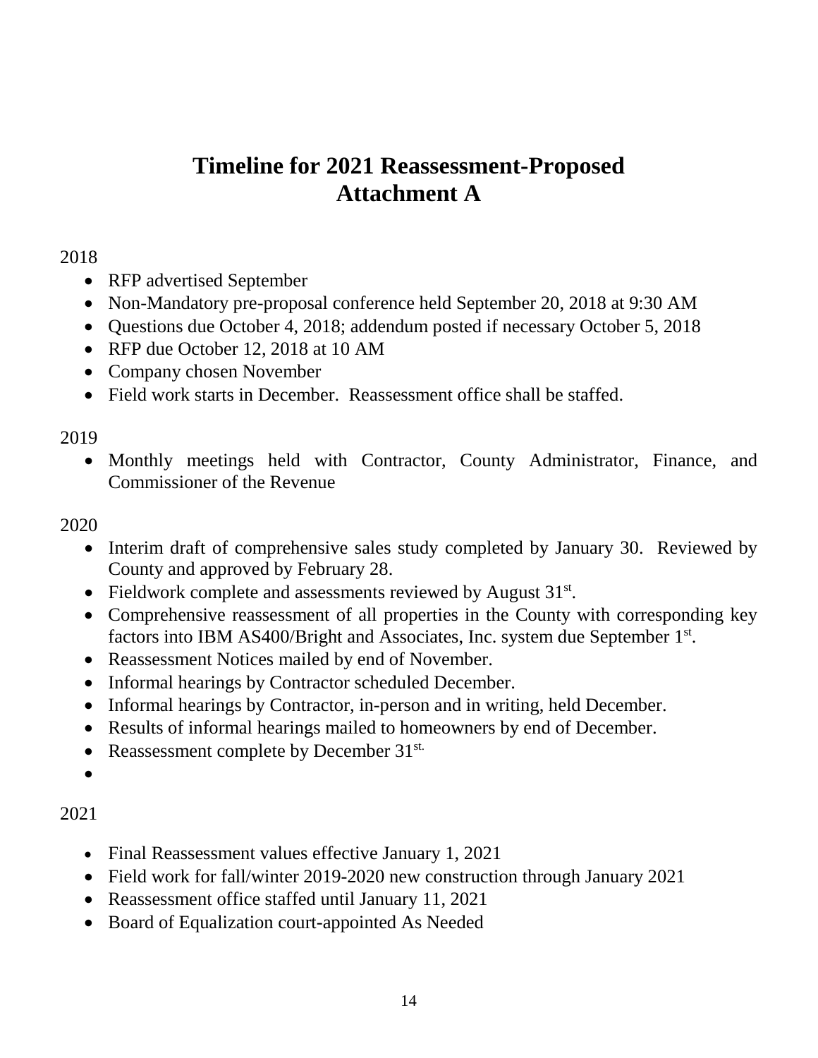# Timeline for 2021 Reassessment-Proposed
# Attachment A

2018

- RFP advertised September
- Non-Mandatory pre-proposal conference held September 20, 2018 at 9:30 AM
- Questions due October 4, 2018; addendum posted if necessary October 5, 2018
- RFP due October 12, 2018 at 10 AM
- Company chosen November
- Field work starts in December. Reassessment office shall be staffed.

2019

- Monthly meetings held with Contractor, County Administrator, Finance, and Commissioner of the Revenue

2020

- Interim draft of comprehensive sales study completed by January 30. Reviewed by County and approved by February 28.
- Fieldwork complete and assessments reviewed by August 31st.
- Comprehensive reassessment of all properties in the County with corresponding key factors into IBM AS400/Bright and Associates, Inc. system due September 1st.
- Reassessment Notices mailed by end of November.
- Informal hearings by Contractor scheduled December.
- Informal hearings by Contractor, in-person and in writing, held December.
- Results of informal hearings mailed to homeowners by end of December.
- Reassessment complete by December 31st.
-

2021

- Final Reassessment values effective January 1, 2021
- Field work for fall/winter 2019-2020 new construction through January 2021
- Reassessment office staffed until January 11, 2021
- Board of Equalization court-appointed As Needed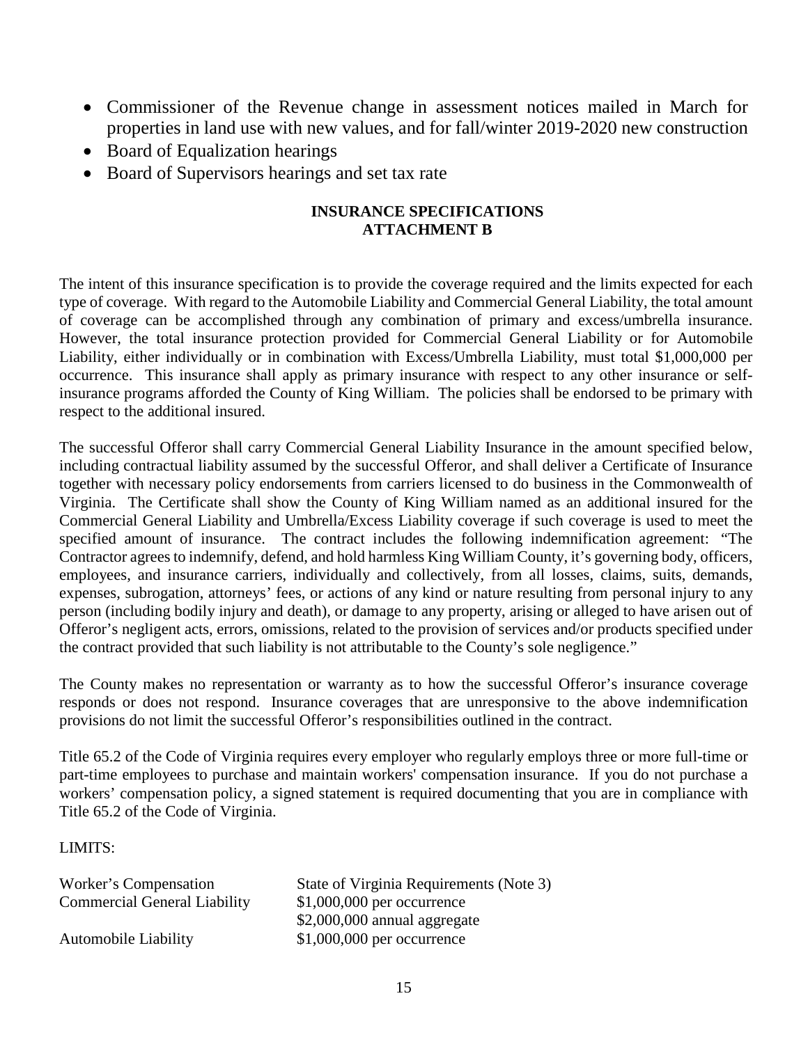- Commissioner of the Revenue change in assessment notices mailed in March for properties in land use with new values, and for fall/winter 2019-2020 new construction
- Board of Equalization hearings
- Board of Supervisors hearings and set tax rate

**INSURANCE SPECIFICATIONS**
**ATTACHMENT B**

The intent of this insurance specification is to provide the coverage required and the limits expected for each type of coverage. With regard to the Automobile Liability and Commercial General Liability, the total amount of coverage can be accomplished through any combination of primary and excess/umbrella insurance. However, the total insurance protection provided for Commercial General Liability or for Automobile Liability, either individually or in combination with Excess/Umbrella Liability, must total $1,000,000 per occurrence. This insurance shall apply as primary insurance with respect to any other insurance or self-insurance programs afforded the County of King William. The policies shall be endorsed to be primary with respect to the additional insured.

The successful Offeror shall carry Commercial General Liability Insurance in the amount specified below, including contractual liability assumed by the successful Offeror, and shall deliver a Certificate of Insurance together with necessary policy endorsements from carriers licensed to do business in the Commonwealth of Virginia. The Certificate shall show the County of King William named as an additional insured for the Commercial General Liability and Umbrella/Excess Liability coverage if such coverage is used to meet the specified amount of insurance. The contract includes the following indemnification agreement: "The Contractor agrees to indemnify, defend, and hold harmless King William County, it's governing body, officers, employees, and insurance carriers, individually and collectively, from all losses, claims, suits, demands, expenses, subrogation, attorneys' fees, or actions of any kind or nature resulting from personal injury to any person (including bodily injury and death), or damage to any property, arising or alleged to have arisen out of Offeror's negligent acts, errors, omissions, related to the provision of services and/or products specified under the contract provided that such liability is not attributable to the County's sole negligence."

The County makes no representation or warranty as to how the successful Offeror's insurance coverage responds or does not respond. Insurance coverages that are unresponsive to the above indemnification provisions do not limit the successful Offeror's responsibilities outlined in the contract.

Title 65.2 of the Code of Virginia requires every employer who regularly employs three or more full-time or part-time employees to purchase and maintain workers' compensation insurance. If you do not purchase a workers' compensation policy, a signed statement is required documenting that you are in compliance with Title 65.2 of the Code of Virginia.

LIMITS:

| | |
|---|---|
| Worker's Compensation | State of Virginia Requirements (Note 3) |
| Commercial General Liability | $1,000,000 per occurrence<br>$2,000,000 annual aggregate |
| Automobile Liability | $1,000,000 per occurrence |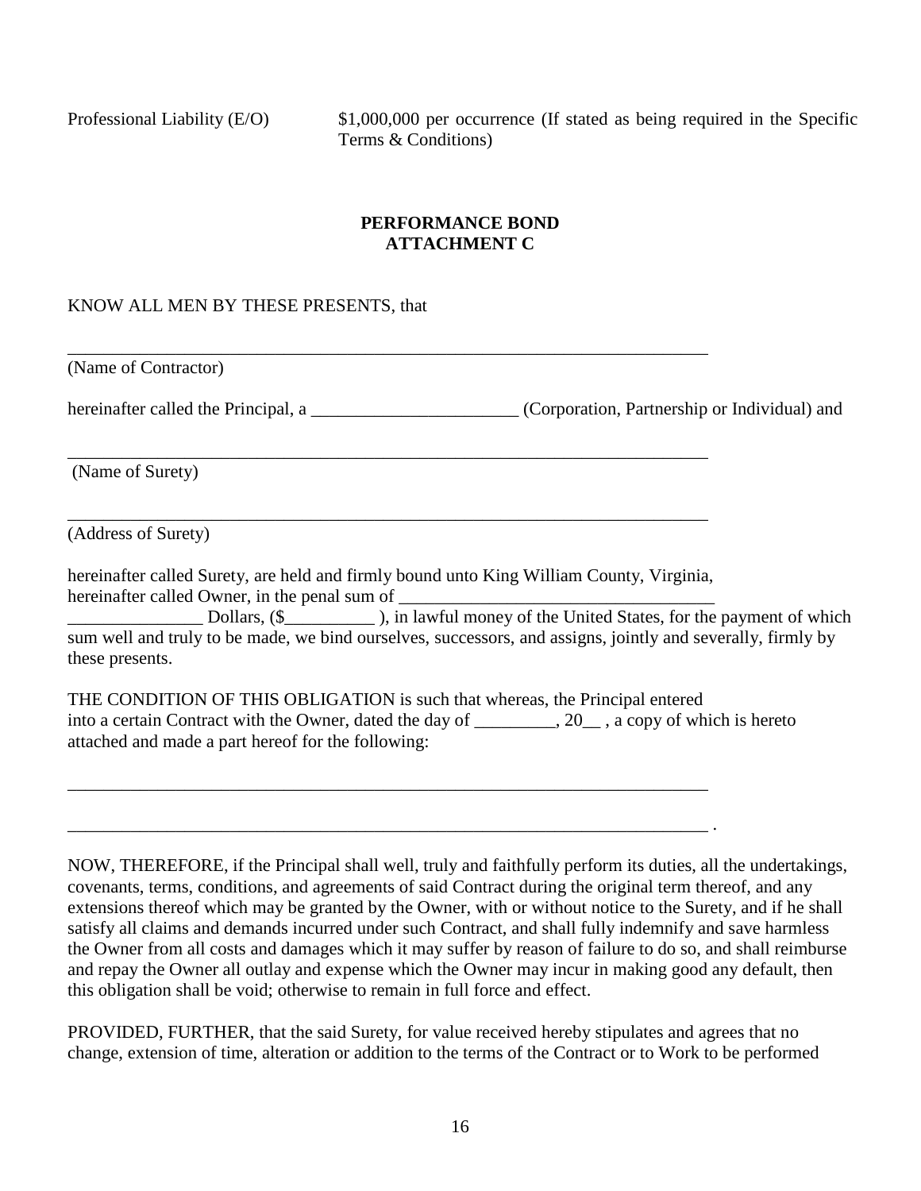Professional Liability (E/O) $1,000,000 per occurrence (If stated as being required in the Specific Terms & Conditions)

**PERFORMANCE BOND**
**ATTACHMENT C**

KNOW ALL MEN BY THESE PRESENTS, that

_________________________________________________________________________

(Name of Contractor)

hereinafter called the Principal, a _______________________ (Corporation, Partnership or Individual) and

_________________________________________________________________________

(Name of Surety)

_________________________________________________________________________

(Address of Surety)

hereinafter called Surety, are held and firmly bound unto King William County, Virginia, hereinafter called Owner, in the penal sum of ___________________________________ _______________ Dollars, ($__________ ), in lawful money of the United States, for the payment of which sum well and truly to be made, we bind ourselves, successors, and assigns, jointly and severally, firmly by these presents.

THE CONDITION OF THIS OBLIGATION is such that whereas, the Principal entered into a certain Contract with the Owner, dated the day of _________, 20__ , a copy of which is hereto attached and made a part hereof for the following:

_________________________________________________________________________

_________________________________________________________________________ .

NOW, THEREFORE, if the Principal shall well, truly and faithfully perform its duties, all the undertakings, covenants, terms, conditions, and agreements of said Contract during the original term thereof, and any extensions thereof which may be granted by the Owner, with or without notice to the Surety, and if he shall satisfy all claims and demands incurred under such Contract, and shall fully indemnify and save harmless the Owner from all costs and damages which it may suffer by reason of failure to do so, and shall reimburse and repay the Owner all outlay and expense which the Owner may incur in making good any default, then this obligation shall be void; otherwise to remain in full force and effect.

PROVIDED, FURTHER, that the said Surety, for value received hereby stipulates and agrees that no change, extension of time, alteration or addition to the terms of the Contract or to Work to be performed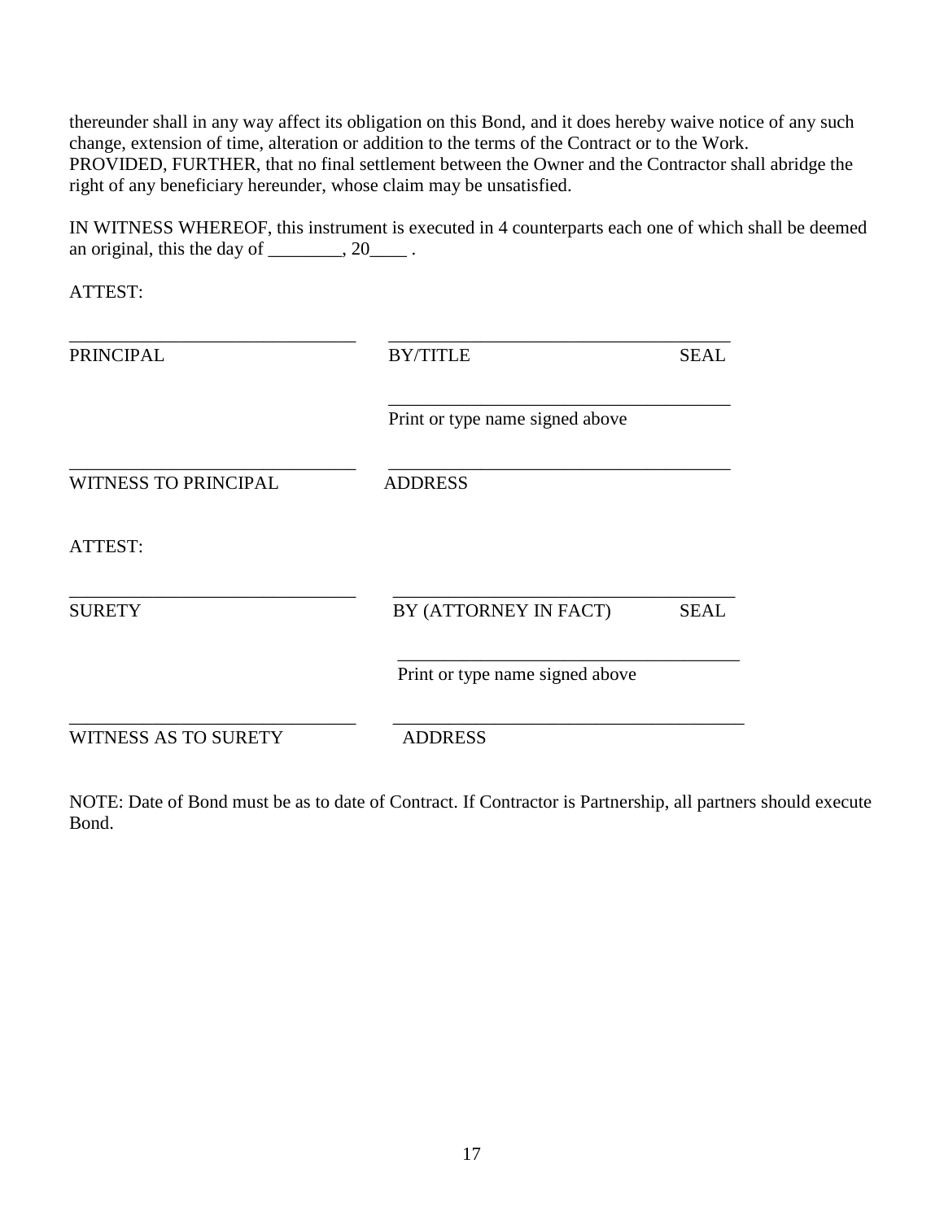thereunder shall in any way affect its obligation on this Bond, and it does hereby waive notice of any such change, extension of time, alteration or addition to the terms of the Contract or to the Work.
PROVIDED, FURTHER, that no final settlement between the Owner and the Contractor shall abridge the right of any beneficiary hereunder, whose claim may be unsatisfied.

IN WITNESS WHEREOF, this instrument is executed in 4 counterparts each one of which shall be deemed an original, this the day of ________, 20____ .

ATTEST:

| ______________________________ | ____________________________________ |
|---|---|
| PRINCIPAL | BY/TITLE SEAL |
| | ____________________________________ |
| | Print or type name signed above |
| ______________________________ | ____________________________________ |
| WITNESS TO PRINCIPAL | ADDRESS |

ATTEST:

| ______________________________ | ____________________________________ |
|---|---|
| SURETY | BY (ATTORNEY IN FACT) SEAL |
| | ____________________________________ |
| | Print or type name signed above |
| ______________________________ | ____________________________________ |
| WITNESS AS TO SURETY | ADDRESS |

NOTE: Date of Bond must be as to date of Contract. If Contractor is Partnership, all partners should execute Bond.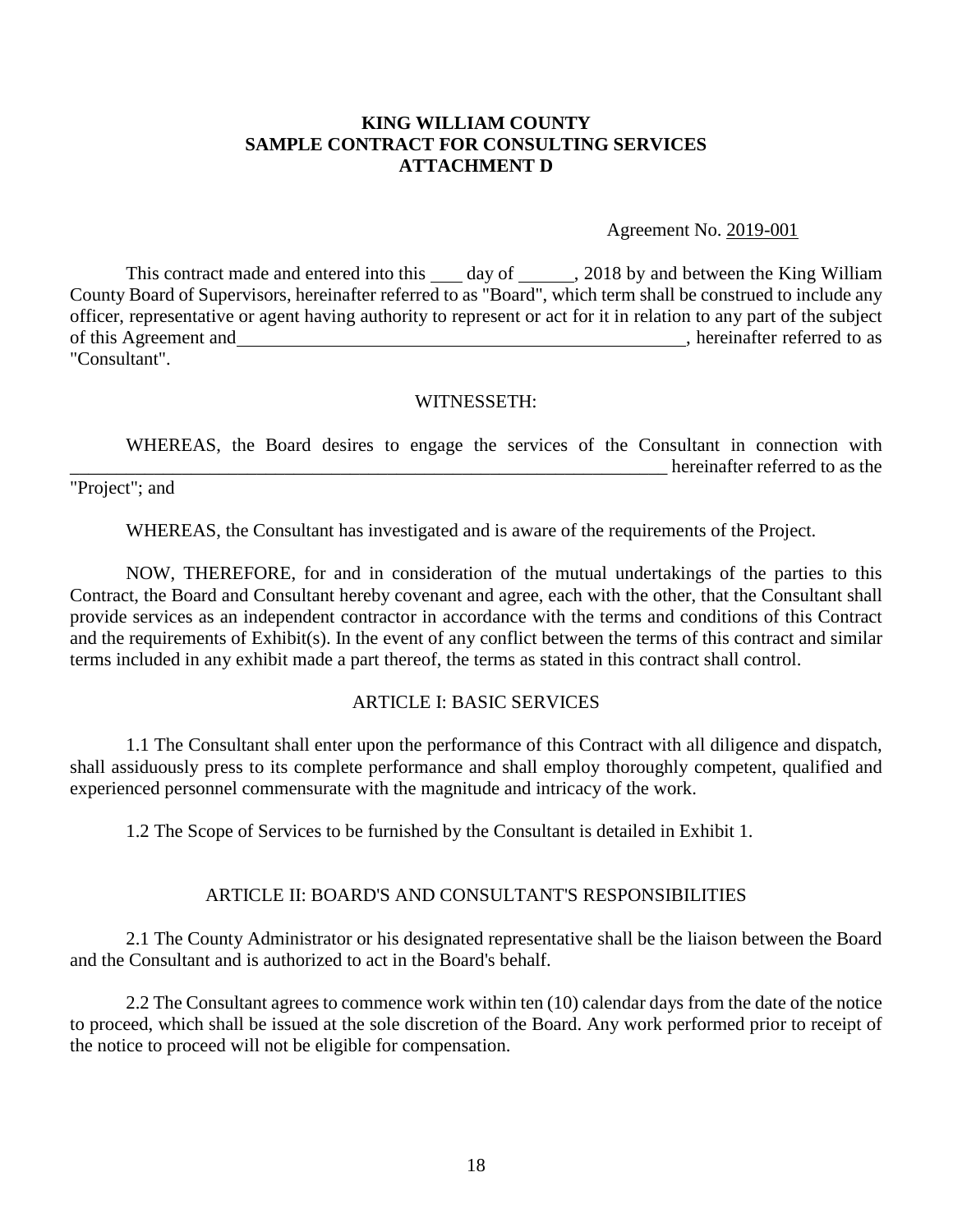**KING WILLIAM COUNTY**
**SAMPLE CONTRACT FOR CONSULTING SERVICES**
**ATTACHMENT D**

Agreement No. 2019-001

This contract made and entered into this \_\_\_ day of \_\_\_\_\_\_, 2018 by and between the King William County Board of Supervisors, hereinafter referred to as "Board", which term shall be construed to include any officer, representative or agent having authority to represent or act for it in relation to any part of the subject of this Agreement and \_\_\_\_\_\_\_\_\_\_\_\_\_\_\_\_\_\_\_\_\_\_\_\_\_\_\_\_\_\_\_\_\_\_\_\_\_\_\_\_\_\_\_\_\_\_\_\_, hereinafter referred to as "Consultant".

WITNESSETH:

WHEREAS, the Board desires to engage the services of the Consultant in connection with \_\_\_\_\_\_\_\_\_\_\_\_\_\_\_\_\_\_\_\_\_\_\_\_\_\_\_\_\_\_\_\_\_\_\_\_\_\_\_\_\_\_\_\_\_\_\_\_\_\_\_\_\_\_\_\_\_\_\_\_\_\_\_\_\_\_ hereinafter referred to as the "Project"; and

WHEREAS, the Consultant has investigated and is aware of the requirements of the Project.

NOW, THEREFORE, for and in consideration of the mutual undertakings of the parties to this Contract, the Board and Consultant hereby covenant and agree, each with the other, that the Consultant shall provide services as an independent contractor in accordance with the terms and conditions of this Contract and the requirements of Exhibit(s). In the event of any conflict between the terms of this contract and similar terms included in any exhibit made a part thereof, the terms as stated in this contract shall control.

ARTICLE I: BASIC SERVICES

1.1 The Consultant shall enter upon the performance of this Contract with all diligence and dispatch, shall assiduously press to its complete performance and shall employ thoroughly competent, qualified and experienced personnel commensurate with the magnitude and intricacy of the work.

1.2 The Scope of Services to be furnished by the Consultant is detailed in Exhibit 1.

ARTICLE II: BOARD'S AND CONSULTANT'S RESPONSIBILITIES

2.1 The County Administrator or his designated representative shall be the liaison between the Board and the Consultant and is authorized to act in the Board's behalf.

2.2 The Consultant agrees to commence work within ten (10) calendar days from the date of the notice to proceed, which shall be issued at the sole discretion of the Board. Any work performed prior to receipt of the notice to proceed will not be eligible for compensation.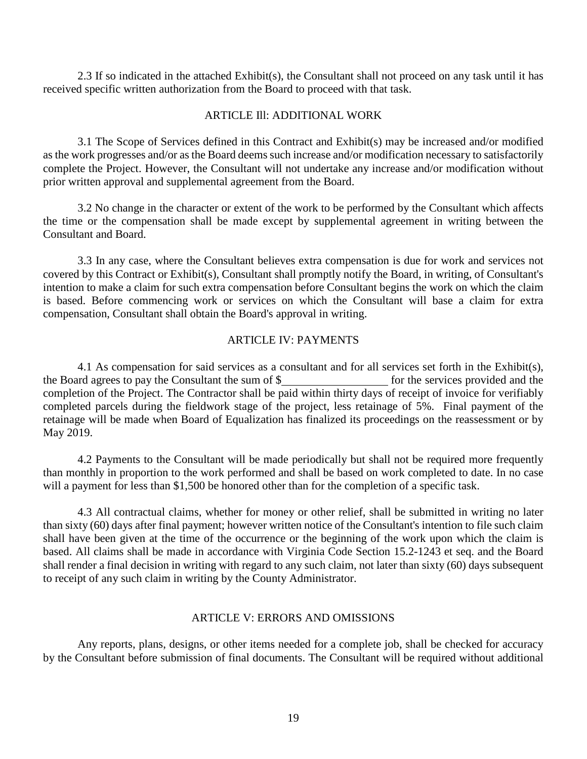2.3 If so indicated in the attached Exhibit(s), the Consultant shall not proceed on any task until it has received specific written authorization from the Board to proceed with that task.

## ARTICLE Ill: ADDITIONAL WORK

3.1 The Scope of Services defined in this Contract and Exhibit(s) may be increased and/or modified as the work progresses and/or as the Board deems such increase and/or modification necessary to satisfactorily complete the Project. However, the Consultant will not undertake any increase and/or modification without prior written approval and supplemental agreement from the Board.

3.2 No change in the character or extent of the work to be performed by the Consultant which affects the time or the compensation shall be made except by supplemental agreement in writing between the Consultant and Board.

3.3 In any case, where the Consultant believes extra compensation is due for work and services not covered by this Contract or Exhibit(s), Consultant shall promptly notify the Board, in writing, of Consultant's intention to make a claim for such extra compensation before Consultant begins the work on which the claim is based. Before commencing work or services on which the Consultant will base a claim for extra compensation, Consultant shall obtain the Board's approval in writing.

## ARTICLE IV: PAYMENTS

4.1 As compensation for said services as a consultant and for all services set forth in the Exhibit(s), the Board agrees to pay the Consultant the sum of $__________________ for the services provided and the completion of the Project. The Contractor shall be paid within thirty days of receipt of invoice for verifiably completed parcels during the fieldwork stage of the project, less retainage of 5%. Final payment of the retainage will be made when Board of Equalization has finalized its proceedings on the reassessment or by May 2019.

4.2 Payments to the Consultant will be made periodically but shall not be required more frequently than monthly in proportion to the work performed and shall be based on work completed to date. In no case will a payment for less than $1,500 be honored other than for the completion of a specific task.

4.3 All contractual claims, whether for money or other relief, shall be submitted in writing no later than sixty (60) days after final payment; however written notice of the Consultant's intention to file such claim shall have been given at the time of the occurrence or the beginning of the work upon which the claim is based. All claims shall be made in accordance with Virginia Code Section 15.2-1243 et seq. and the Board shall render a final decision in writing with regard to any such claim, not later than sixty (60) days subsequent to receipt of any such claim in writing by the County Administrator.

## ARTICLE V: ERRORS AND OMISSIONS

Any reports, plans, designs, or other items needed for a complete job, shall be checked for accuracy by the Consultant before submission of final documents. The Consultant will be required without additional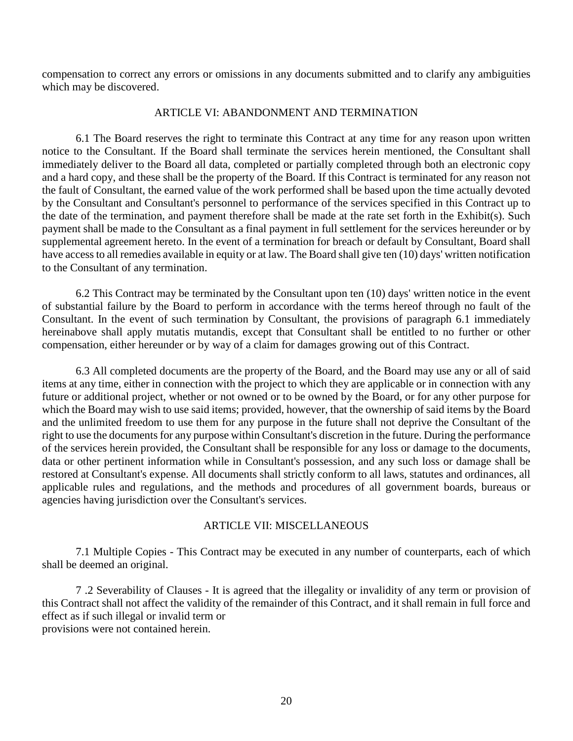compensation to correct any errors or omissions in any documents submitted and to clarify any ambiguities which may be discovered.

## ARTICLE VI: ABANDONMENT AND TERMINATION

6.1 The Board reserves the right to terminate this Contract at any time for any reason upon written notice to the Consultant. If the Board shall terminate the services herein mentioned, the Consultant shall immediately deliver to the Board all data, completed or partially completed through both an electronic copy and a hard copy, and these shall be the property of the Board. If this Contract is terminated for any reason not the fault of Consultant, the earned value of the work performed shall be based upon the time actually devoted by the Consultant and Consultant's personnel to performance of the services specified in this Contract up to the date of the termination, and payment therefore shall be made at the rate set forth in the Exhibit(s). Such payment shall be made to the Consultant as a final payment in full settlement for the services hereunder or by supplemental agreement hereto. In the event of a termination for breach or default by Consultant, Board shall have access to all remedies available in equity or at law. The Board shall give ten (10) days' written notification to the Consultant of any termination.

6.2 This Contract may be terminated by the Consultant upon ten (10) days' written notice in the event of substantial failure by the Board to perform in accordance with the terms hereof through no fault of the Consultant. In the event of such termination by Consultant, the provisions of paragraph 6.1 immediately hereinabove shall apply mutatis mutandis, except that Consultant shall be entitled to no further or other compensation, either hereunder or by way of a claim for damages growing out of this Contract.

6.3 All completed documents are the property of the Board, and the Board may use any or all of said items at any time, either in connection with the project to which they are applicable or in connection with any future or additional project, whether or not owned or to be owned by the Board, or for any other purpose for which the Board may wish to use said items; provided, however, that the ownership of said items by the Board and the unlimited freedom to use them for any purpose in the future shall not deprive the Consultant of the right to use the documents for any purpose within Consultant's discretion in the future. During the performance of the services herein provided, the Consultant shall be responsible for any loss or damage to the documents, data or other pertinent information while in Consultant's possession, and any such loss or damage shall be restored at Consultant's expense. All documents shall strictly conform to all laws, statutes and ordinances, all applicable rules and regulations, and the methods and procedures of all government boards, bureaus or agencies having jurisdiction over the Consultant's services.

## ARTICLE VII: MISCELLANEOUS

7.1 Multiple Copies - This Contract may be executed in any number of counterparts, each of which shall be deemed an original.

7 .2 Severability of Clauses - It is agreed that the illegality or invalidity of any term or provision of this Contract shall not affect the validity of the remainder of this Contract, and it shall remain in full force and effect as if such illegal or invalid term or provisions were not contained herein.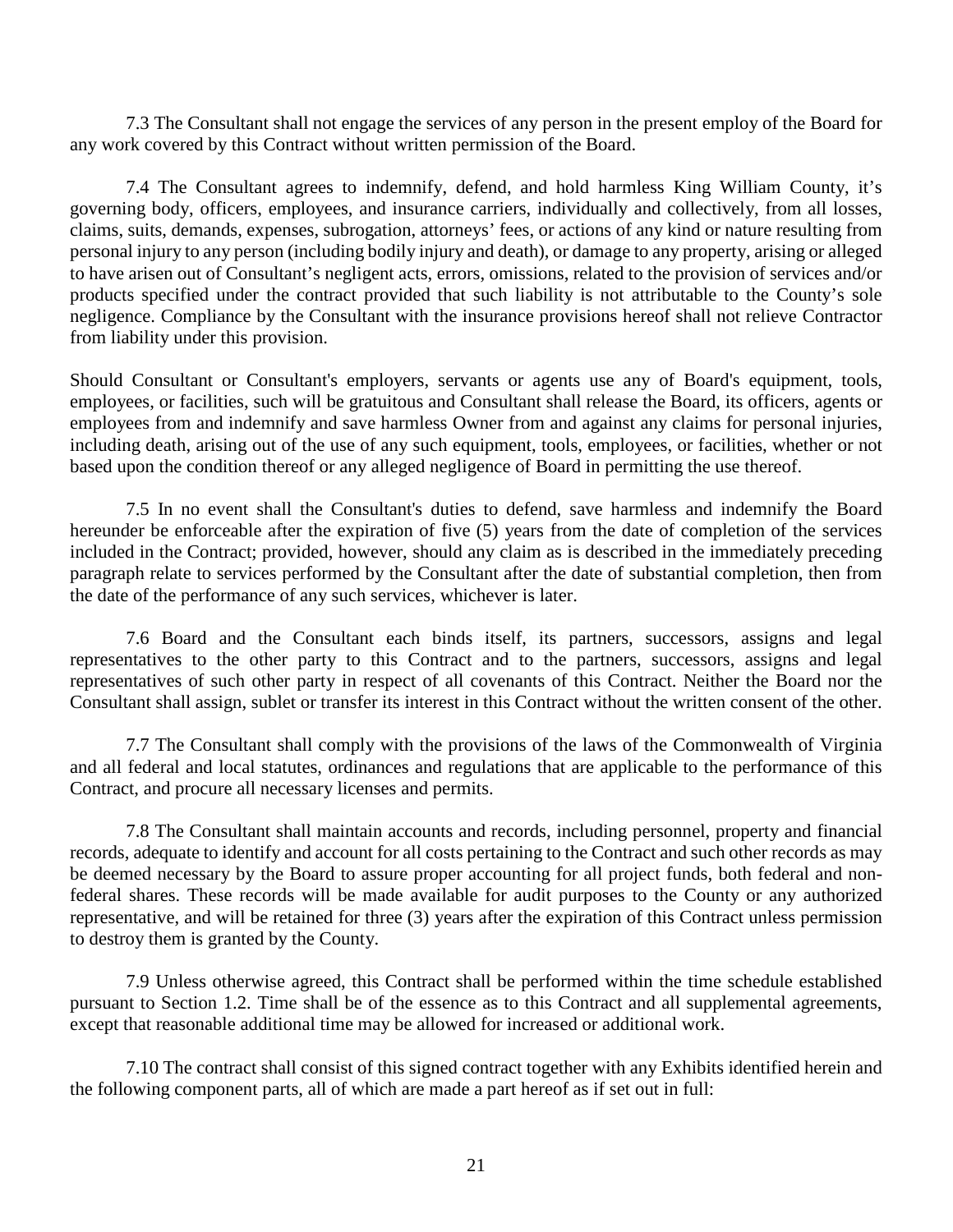7.3 The Consultant shall not engage the services of any person in the present employ of the Board for any work covered by this Contract without written permission of the Board.

7.4 The Consultant agrees to indemnify, defend, and hold harmless King William County, it's governing body, officers, employees, and insurance carriers, individually and collectively, from all losses, claims, suits, demands, expenses, subrogation, attorneys' fees, or actions of any kind or nature resulting from personal injury to any person (including bodily injury and death), or damage to any property, arising or alleged to have arisen out of Consultant's negligent acts, errors, omissions, related to the provision of services and/or products specified under the contract provided that such liability is not attributable to the County's sole negligence. Compliance by the Consultant with the insurance provisions hereof shall not relieve Contractor from liability under this provision.

Should Consultant or Consultant's employers, servants or agents use any of Board's equipment, tools, employees, or facilities, such will be gratuitous and Consultant shall release the Board, its officers, agents or employees from and indemnify and save harmless Owner from and against any claims for personal injuries, including death, arising out of the use of any such equipment, tools, employees, or facilities, whether or not based upon the condition thereof or any alleged negligence of Board in permitting the use thereof.

7.5 In no event shall the Consultant's duties to defend, save harmless and indemnify the Board hereunder be enforceable after the expiration of five (5) years from the date of completion of the services included in the Contract; provided, however, should any claim as is described in the immediately preceding paragraph relate to services performed by the Consultant after the date of substantial completion, then from the date of the performance of any such services, whichever is later.

7.6 Board and the Consultant each binds itself, its partners, successors, assigns and legal representatives to the other party to this Contract and to the partners, successors, assigns and legal representatives of such other party in respect of all covenants of this Contract. Neither the Board nor the Consultant shall assign, sublet or transfer its interest in this Contract without the written consent of the other.

7.7 The Consultant shall comply with the provisions of the laws of the Commonwealth of Virginia and all federal and local statutes, ordinances and regulations that are applicable to the performance of this Contract, and procure all necessary licenses and permits.

7.8 The Consultant shall maintain accounts and records, including personnel, property and financial records, adequate to identify and account for all costs pertaining to the Contract and such other records as may be deemed necessary by the Board to assure proper accounting for all project funds, both federal and non-federal shares. These records will be made available for audit purposes to the County or any authorized representative, and will be retained for three (3) years after the expiration of this Contract unless permission to destroy them is granted by the County.

7.9 Unless otherwise agreed, this Contract shall be performed within the time schedule established pursuant to Section 1.2. Time shall be of the essence as to this Contract and all supplemental agreements, except that reasonable additional time may be allowed for increased or additional work.

7.10 The contract shall consist of this signed contract together with any Exhibits identified herein and the following component parts, all of which are made a part hereof as if set out in full: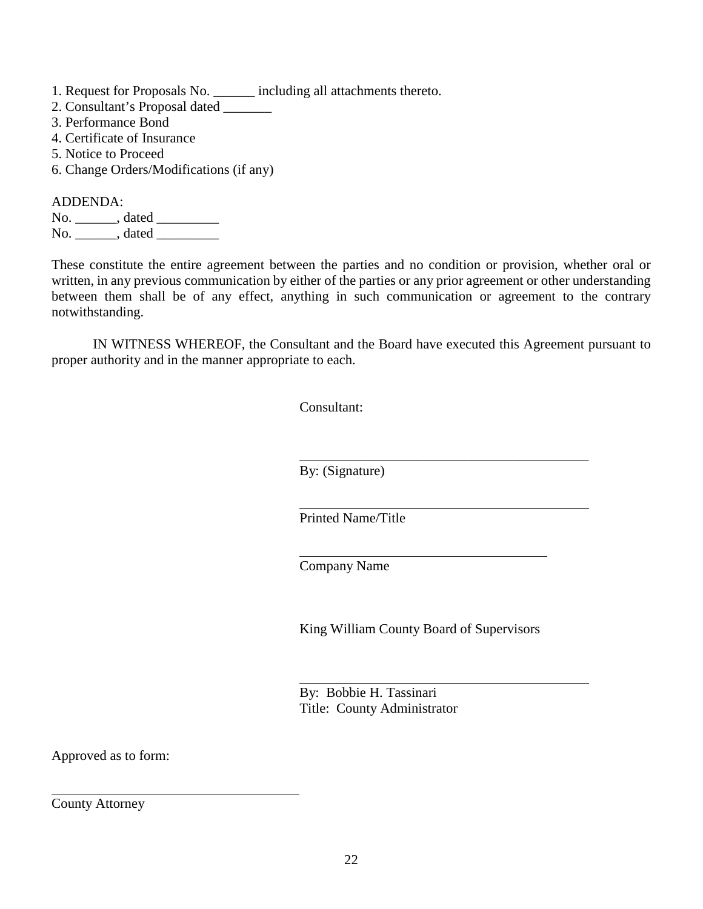1. Request for Proposals No. ______ including all attachments thereto.
2. Consultant's Proposal dated _______
3. Performance Bond
4. Certificate of Insurance
5. Notice to Proceed
6. Change Orders/Modifications (if any)

ADDENDA:
No. ______, dated _________
No. ______, dated _________

These constitute the entire agreement between the parties and no condition or provision, whether oral or written, in any previous communication by either of the parties or any prior agreement or other understanding between them shall be of any effect, anything in such communication or agreement to the contrary notwithstanding.

IN WITNESS WHEREOF, the Consultant and the Board have executed this Agreement pursuant to proper authority and in the manner appropriate to each.

Consultant:

_____________________________________________
By: (Signature)

_____________________________________________
Printed Name/Title

_____________________________________
Company Name

King William County Board of Supervisors

_____________________________________________
By: Bobbie H. Tassinari
Title: County Administrator

Approved as to form:

_____________________________________
County Attorney